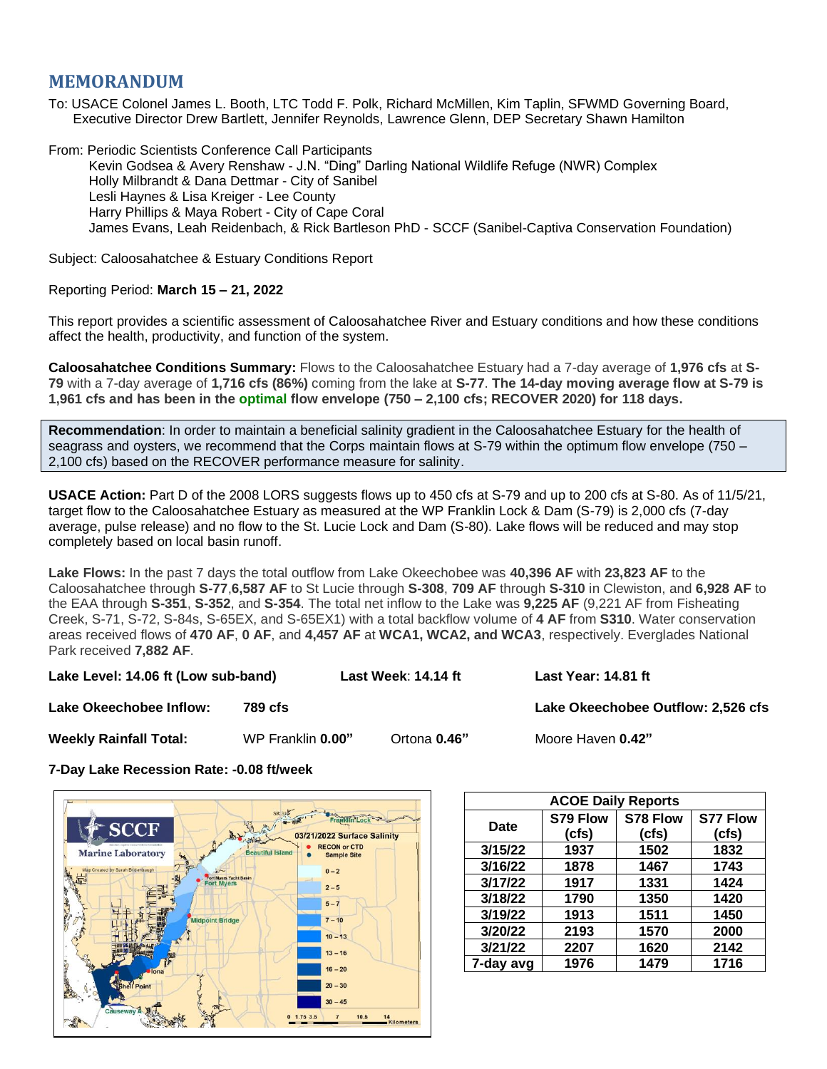# MEMORANDUM

To: USACE Colonel James L. Booth, LTC Todd F. Polk, Richard McMillen, Kim Taplin, SFWMD Governing Board, Executive Director Drew Bartlett, Jennifer Reynolds, Lawrence Glenn, DEP Secretary Shawn Hamilton

From: Periodic Scientists Conference Call Participants
Kevin Godsea & Avery Renshaw - J.N. "Ding" Darling National Wildlife Refuge (NWR) Complex
Holly Milbrandt & Dana Dettmar - City of Sanibel
Lesli Haynes & Lisa Kreiger - Lee County
Harry Phillips & Maya Robert - City of Cape Coral
James Evans, Leah Reidenbach, & Rick Bartleson PhD - SCCF (Sanibel-Captiva Conservation Foundation)

Subject: Caloosahatchee & Estuary Conditions Report

Reporting Period: **March 15 – 21, 2022**

This report provides a scientific assessment of Caloosahatchee River and Estuary conditions and how these conditions affect the health, productivity, and function of the system.

**Caloosahatchee Conditions Summary:** Flows to the Caloosahatchee Estuary had a 7-day average of **1,976 cfs** at **S-79** with a 7-day average of **1,716 cfs (86%)** coming from the lake at **S-77**. **The 14-day moving average flow at S-79 is 1,961 cfs and has been in the optimal flow envelope (750 – 2,100 cfs; RECOVER 2020) for 118 days.**

**Recommendation**: In order to maintain a beneficial salinity gradient in the Caloosahatchee Estuary for the health of seagrass and oysters, we recommend that the Corps maintain flows at S-79 within the optimum flow envelope (750 – 2,100 cfs) based on the RECOVER performance measure for salinity.

**USACE Action:** Part D of the 2008 LORS suggests flows up to 450 cfs at S-79 and up to 200 cfs at S-80. As of 11/5/21, target flow to the Caloosahatchee Estuary as measured at the WP Franklin Lock & Dam (S-79) is 2,000 cfs (7-day average, pulse release) and no flow to the St. Lucie Lock and Dam (S-80). Lake flows will be reduced and may stop completely based on local basin runoff.

**Lake Flows:** In the past 7 days the total outflow from Lake Okeechobee was **40,396 AF** with **23,823 AF** to the Caloosahatchee through **S-77**,**6,587 AF** to St Lucie through **S-308**, **709 AF** through **S-310** in Clewiston, and **6,928 AF** to the EAA through **S-351**, **S-352**, and **S-354**. The total net inflow to the Lake was **9,225 AF** (9,221 AF from Fisheating Creek, S-71, S-72, S-84s, S-65EX, and S-65EX1) with a total backflow volume of **4 AF** from **S310**. Water conservation areas received flows of **470 AF**, **0 AF**, and **4,457 AF** at **WCA1, WCA2, and WCA3**, respectively. Everglades National Park received **7,882 AF**.

**Lake Level: 14.06 ft (Low sub-band)** **Last Week**: **14.14 ft** **Last Year: 14.81 ft**

**Lake Okeechobee Inflow:** **789 cfs** **Lake Okeechobee Outflow: 2,526 cfs**

**Weekly Rainfall Total:** WP Franklin **0.00"** Ortona **0.46"** Moore Haven **0.42"**

**7-Day Lake Recession Rate: -0.08 ft/week**

| ACOE Daily Reports | | | |
|---|---|---|---|
| **Date** | **S79 Flow (cfs)** | **S78 Flow (cfs)** | **S77 Flow (cfs)** |
| 3/15/22 | 1937 | 1502 | 1832 |
| 3/16/22 | 1878 | 1467 | 1743 |
| 3/17/22 | 1917 | 1331 | 1424 |
| 3/18/22 | 1790 | 1350 | 1420 |
| 3/19/22 | 1913 | 1511 | 1450 |
| 3/20/22 | 2193 | 1570 | 2000 |
| 3/21/22 | 2207 | 1620 | 2142 |
| 7-day avg | 1976 | 1479 | 1716 |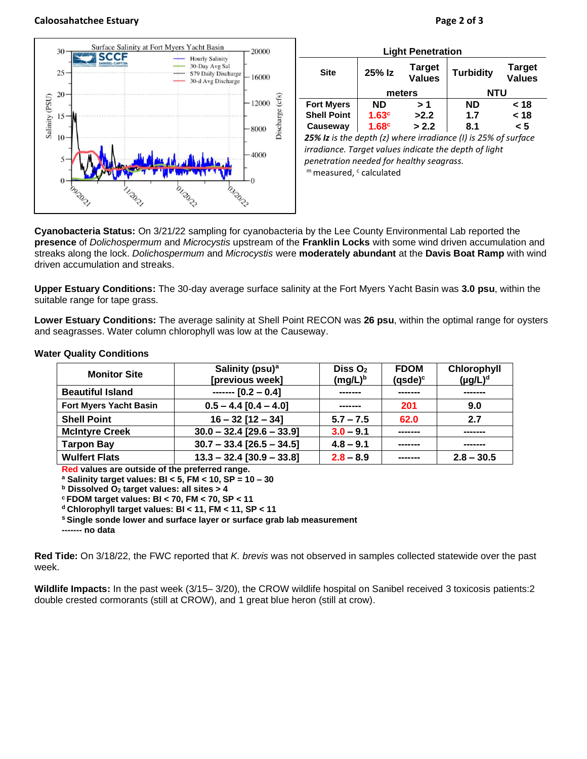## Light Penetration

| Site | 25% Iz | Target Values | Turbidity | Target Values |
|---|---|---|---|---|
| | meters | | NTU | |
| Fort Myers | ND | > 1 | ND | < 18 |
| Shell Point | 1.63[c] | >2.2 | 1.7 | < 18 |
| Causeway | 1.68[c] | > 2.2 | 8.1 | < 5 |

***25% Iz*** *is the depth (z) where irradiance (I) is 25% of surface irradiance. Target values indicate the depth of light penetration needed for healthy seagrass.*

[m] measured, [c] calculated

**Cyanobacteria Status:** On 3/21/22 sampling for cyanobacteria by the Lee County Environmental Lab reported the **presence** of *Dolichospermum* and *Microcystis* upstream of the **Franklin Locks** with some wind driven accumulation and streaks along the lock. *Dolichospermum* and *Microcystis* were **moderately abundant** at the **Davis Boat Ramp** with wind driven accumulation and streaks.

**Upper Estuary Conditions:** The 30-day average surface salinity at the Fort Myers Yacht Basin was **3.0 psu**, within the suitable range for tape grass.

**Lower Estuary Conditions:** The average salinity at Shell Point RECON was **26 psu**, within the optimal range for oysters and seagrasses. Water column chlorophyll was low at the Causeway.

### Water Quality Conditions

| Monitor Site | Salinity (psu)[a] [previous week] | Diss $O_2$ (mg/L)[b] | FDOM (qsde)[c] | Chlorophyll (µg/L)[d] |
|---|---|---|---|---|
| Beautiful Island | ------- [0.2 – 0.4] | ------- | ------- | ------- |
| Fort Myers Yacht Basin | 0.5 – 4.4 [0.4 – 4.0] | ------- | 201 | 9.0 |
| Shell Point | 16 – 32 [12 – 34] | 5.7 – 7.5 | 62.0 | 2.7 |
| McIntyre Creek | 30.0 – 32.4 [29.6 – 33.9] | 3.0 – 9.1 | ------- | ------- |
| Tarpon Bay | 30.7 – 33.4 [26.5 – 34.5] | 4.8 – 9.1 | ------- | ------- |
| Wulfert Flats | 13.3 – 32.4 [30.9 – 33.8] | 2.8 – 8.9 | ------- | 2.8 – 30.5 |

**Red values are outside of the preferred range.**
**[a] Salinity target values: BI < 5, FM < 10, SP = 10 – 30**
**[b] Dissolved $O_2$ target values: all sites > 4**
**[c] FDOM target values: BI < 70, FM < 70, SP < 11**
**[d] Chlorophyll target values: BI < 11, FM < 11, SP < 11**
**[s] Single sonde lower and surface layer or surface grab lab measurement**
**------- no data**

**Red Tide:** On 3/18/22, the FWC reported that *K. brevis* was not observed in samples collected statewide over the past week.

**Wildlife Impacts:** In the past week (3/15– 3/20), the CROW wildlife hospital on Sanibel received 3 toxicosis patients:2 double crested cormorants (still at CROW), and 1 great blue heron (still at crow).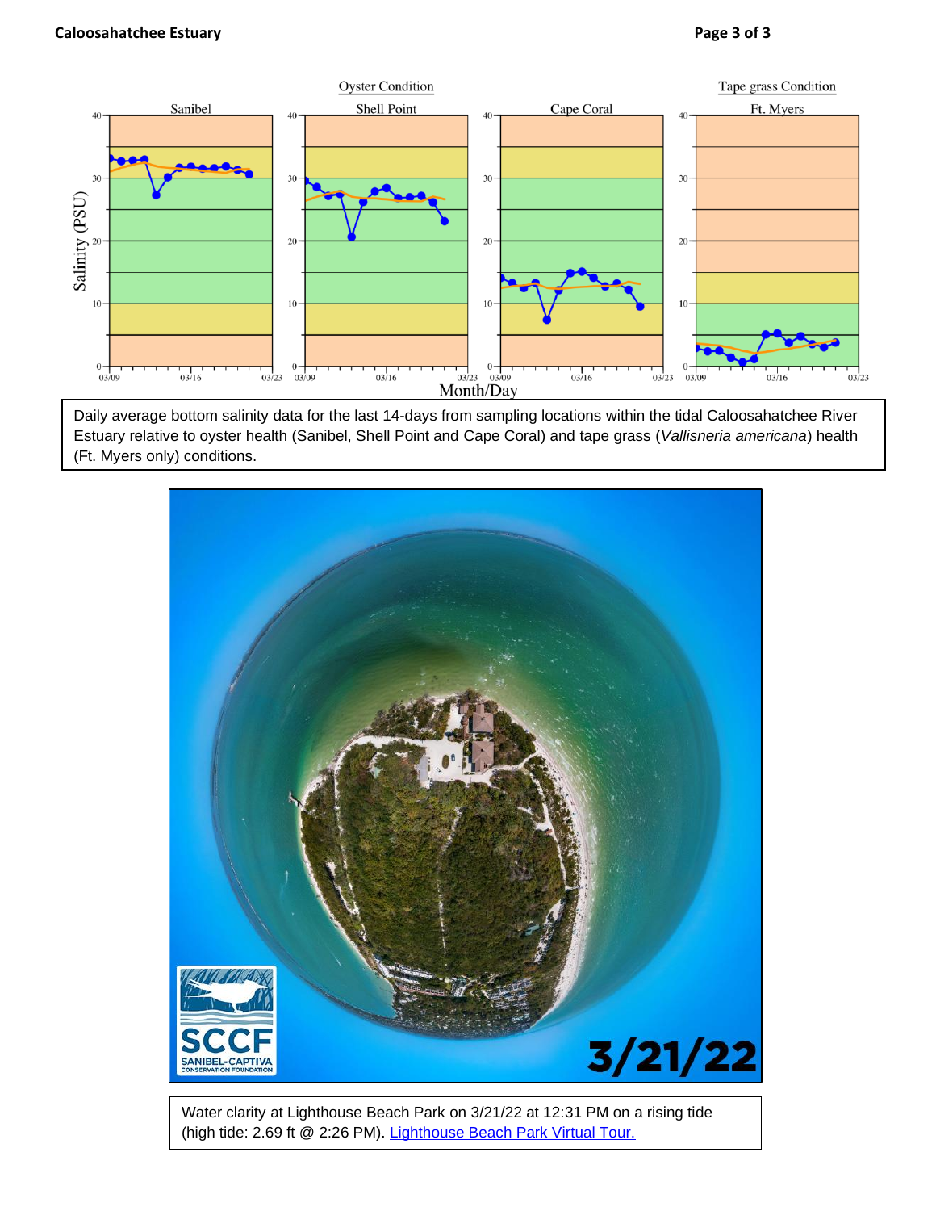Oyster Condition

Tape grass Condition

Sanibel

Shell Point

Cape Coral

Ft. Myers

Salinity (PSU)

0
10
20
30
40

03/09
03/16
03/23

Month/Day

Daily average bottom salinity data for the last 14-days from sampling locations within the tidal Caloosahatchee River Estuary relative to oyster health (Sanibel, Shell Point and Cape Coral) and tape grass (*Vallisneria americana*) health (Ft. Myers only) conditions.

SCCF
SANIBEL-CAPTIVA CONSERVATION FOUNDATION

3/21/22

Water clarity at Lighthouse Beach Park on 3/21/22 at 12:31 PM on a rising tide (high tide: 2.69 ft @ 2:26 PM). Lighthouse Beach Park Virtual Tour.